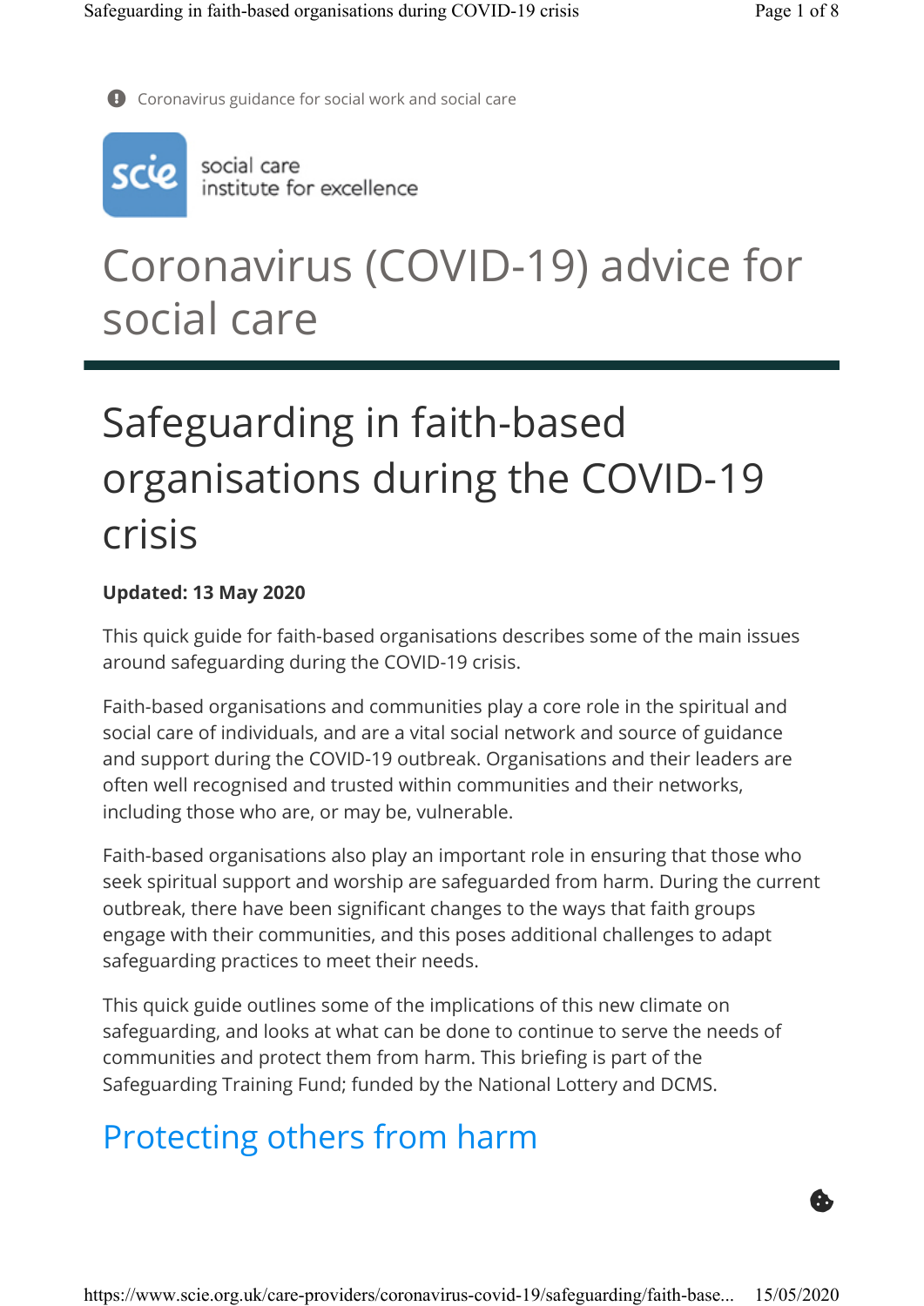Coronavirus guidance for social work and social care

scie social care institute for excellence

# Coronavirus (COVID-19) advice for social care

# Safeguarding in faith-based organisations during the COVID-19 crisis

**Updated: 13 May 2020**

This quick guide for faith-based organisations describes some of the main issues around safeguarding during the COVID-19 crisis.

Faith-based organisations and communities play a core role in the spiritual and social care of individuals, and are a vital social network and source of guidance and support during the COVID-19 outbreak. Organisations and their leaders are often well recognised and trusted within communities and their networks, including those who are, or may be, vulnerable.

Faith-based organisations also play an important role in ensuring that those who seek spiritual support and worship are safeguarded from harm. During the current outbreak, there have been significant changes to the ways that faith groups engage with their communities, and this poses additional challenges to adapt safeguarding practices to meet their needs.

This quick guide outlines some of the implications of this new climate on safeguarding, and looks at what can be done to continue to serve the needs of communities and protect them from harm. This briefing is part of the Safeguarding Training Fund; funded by the National Lottery and DCMS.

## Protecting others from harm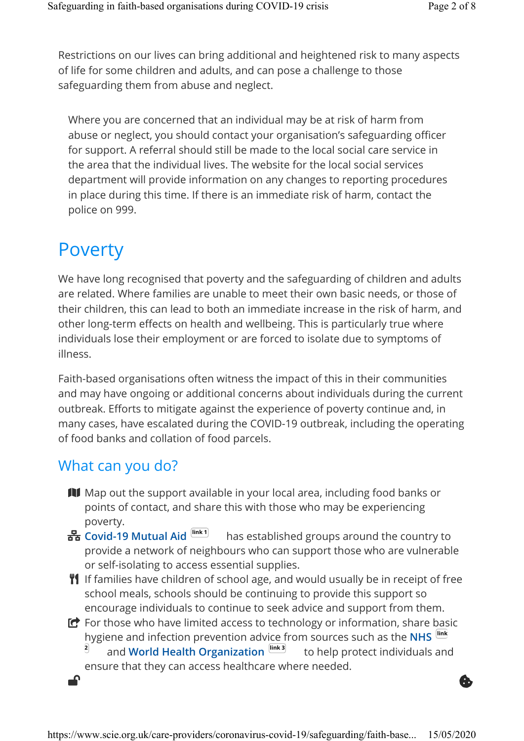Restrictions on our lives can bring additional and heightened risk to many aspects of life for some children and adults, and can pose a challenge to those safeguarding them from abuse and neglect.

> Where you are concerned that an individual may be at risk of harm from abuse or neglect, you should contact your organisation's safeguarding officer for support. A referral should still be made to the local social care service in the area that the individual lives. The website for the local social services department will provide information on any changes to reporting procedures in place during this time. If there is an immediate risk of harm, contact the police on 999.

# Poverty

We have long recognised that poverty and the safeguarding of children and adults are related. Where families are unable to meet their own basic needs, or those of their children, this can lead to both an immediate increase in the risk of harm, and other long-term effects on health and wellbeing. This is particularly true where individuals lose their employment or are forced to isolate due to symptoms of illness.

Faith-based organisations often witness the impact of this in their communities and may have ongoing or additional concerns about individuals during the current outbreak. Efforts to mitigate against the experience of poverty continue and, in many cases, have escalated during the COVID-19 outbreak, including the operating of food banks and collation of food parcels.

## What can you do?

- Map out the support available in your local area, including food banks or points of contact, and share this with those who may be experiencing poverty.
- **Covid-19 Mutual Aid** [link 1] has established groups around the country to provide a network of neighbours who can support those who are vulnerable or self-isolating to access essential supplies.
- If families have children of school age, and would usually be in receipt of free school meals, schools should be continuing to provide this support so encourage individuals to continue to seek advice and support from them.
- For those who have limited access to technology or information, share basic hygiene and infection prevention advice from sources such as the **NHS** [link 2] and **World Health Organization** [link 3] to help protect individuals and ensure that they can access healthcare where needed.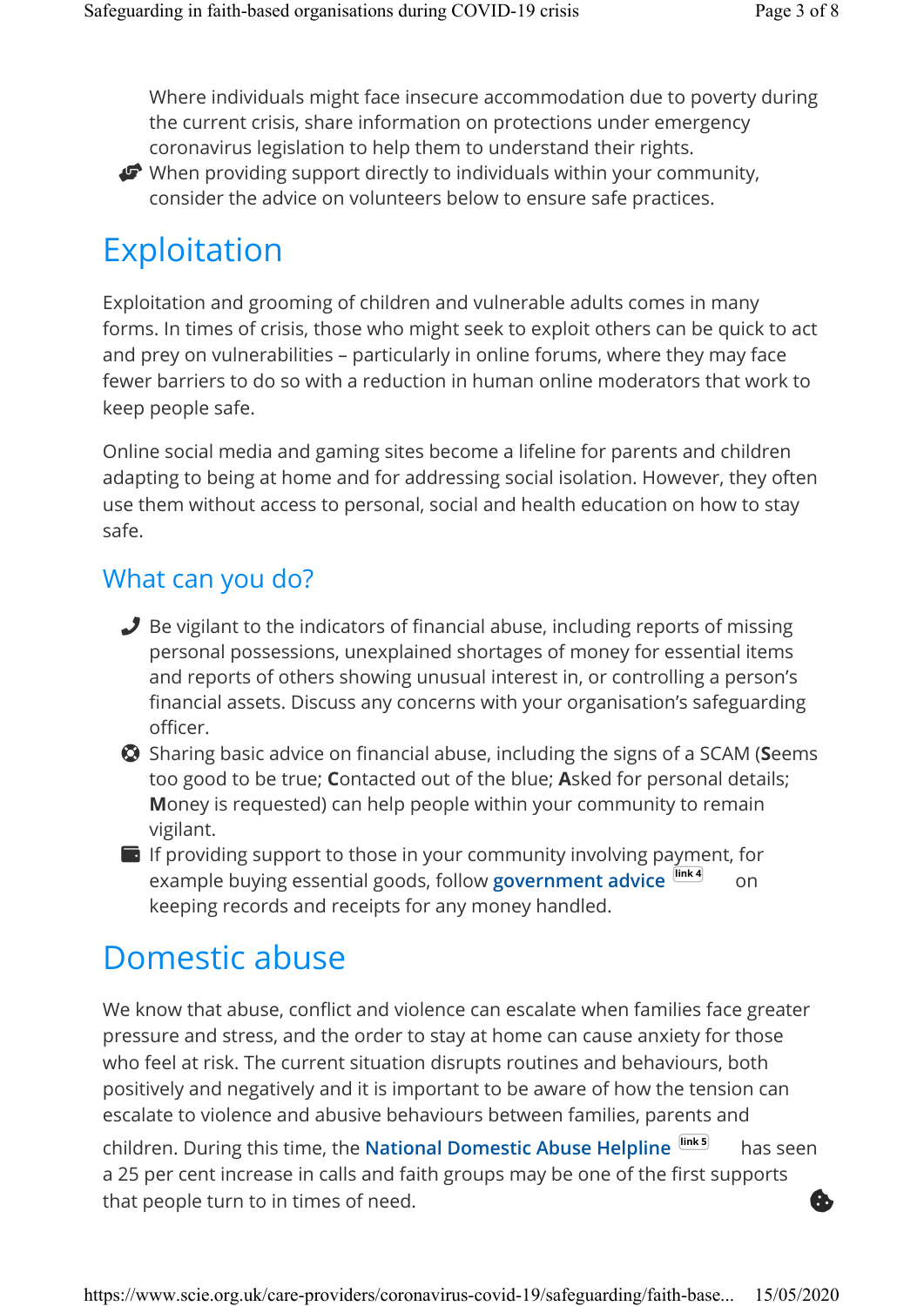- Where individuals might face insecure accommodation due to poverty during the current crisis, share information on protections under emergency coronavirus legislation to help them to understand their rights.
- When providing support directly to individuals within your community, consider the advice on volunteers below to ensure safe practices.

## Exploitation

Exploitation and grooming of children and vulnerable adults comes in many forms. In times of crisis, those who might seek to exploit others can be quick to act and prey on vulnerabilities – particularly in online forums, where they may face fewer barriers to do so with a reduction in human online moderators that work to keep people safe.

Online social media and gaming sites become a lifeline for parents and children adapting to being at home and for addressing social isolation. However, they often use them without access to personal, social and health education on how to stay safe.

### What can you do?

- Be vigilant to the indicators of financial abuse, including reports of missing personal possessions, unexplained shortages of money for essential items and reports of others showing unusual interest in, or controlling a person's financial assets. Discuss any concerns with your organisation's safeguarding officer.
- Sharing basic advice on financial abuse, including the signs of a SCAM (**S**eems too good to be true; **C**ontacted out of the blue; **A**sked for personal details; **M**oney is requested) can help people within your community to remain vigilant.
- If providing support to those in your community involving payment, for example buying essential goods, follow **government advice** [link 4] on keeping records and receipts for any money handled.

## Domestic abuse

We know that abuse, conflict and violence can escalate when families face greater pressure and stress, and the order to stay at home can cause anxiety for those who feel at risk. The current situation disrupts routines and behaviours, both positively and negatively and it is important to be aware of how the tension can escalate to violence and abusive behaviours between families, parents and children. During this time, the **National Domestic Abuse Helpline** [link 5] has seen a 25 per cent increase in calls and faith groups may be one of the first supports that people turn to in times of need.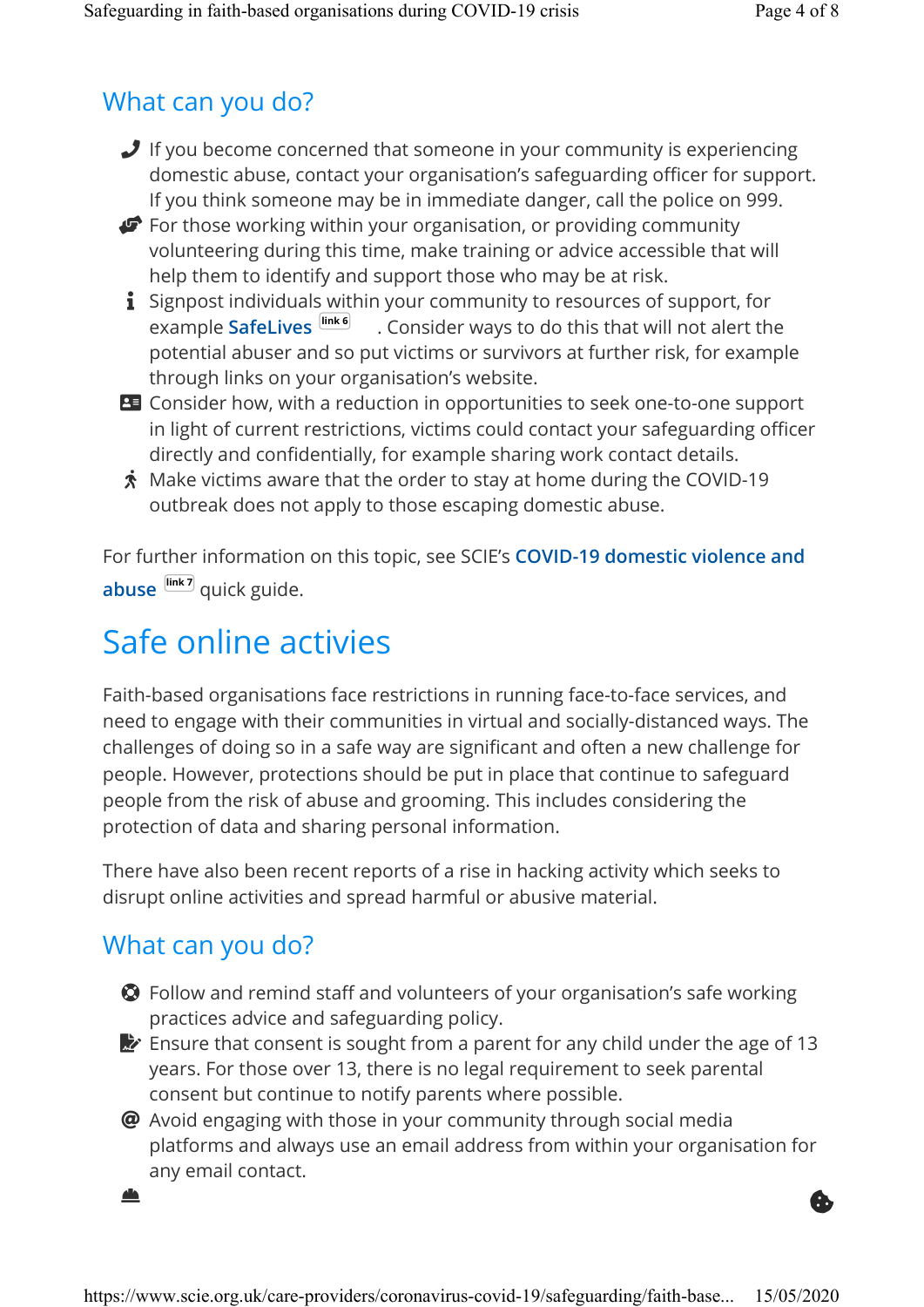## What can you do?

- If you become concerned that someone in your community is experiencing domestic abuse, contact your organisation's safeguarding officer for support. If you think someone may be in immediate danger, call the police on 999.
- For those working within your organisation, or providing community volunteering during this time, make training or advice accessible that will help them to identify and support those who may be at risk.
- Signpost individuals within your community to resources of support, for example **SafeLives** [link 6]. Consider ways to do this that will not alert the potential abuser and so put victims or survivors at further risk, for example through links on your organisation's website.
- Consider how, with a reduction in opportunities to seek one-to-one support in light of current restrictions, victims could contact your safeguarding officer directly and confidentially, for example sharing work contact details.
- Make victims aware that the order to stay at home during the COVID-19 outbreak does not apply to those escaping domestic abuse.

For further information on this topic, see SCIE's **COVID-19 domestic violence and abuse** [link 7] quick guide.

# Safe online activies

Faith-based organisations face restrictions in running face-to-face services, and need to engage with their communities in virtual and socially-distanced ways. The challenges of doing so in a safe way are significant and often a new challenge for people. However, protections should be put in place that continue to safeguard people from the risk of abuse and grooming. This includes considering the protection of data and sharing personal information.

There have also been recent reports of a rise in hacking activity which seeks to disrupt online activities and spread harmful or abusive material.

## What can you do?

- Follow and remind staff and volunteers of your organisation's safe working practices advice and safeguarding policy.
- Ensure that consent is sought from a parent for any child under the age of 13 years. For those over 13, there is no legal requirement to seek parental consent but continue to notify parents where possible.
- Avoid engaging with those in your community through social media platforms and always use an email address from within your organisation for any email contact.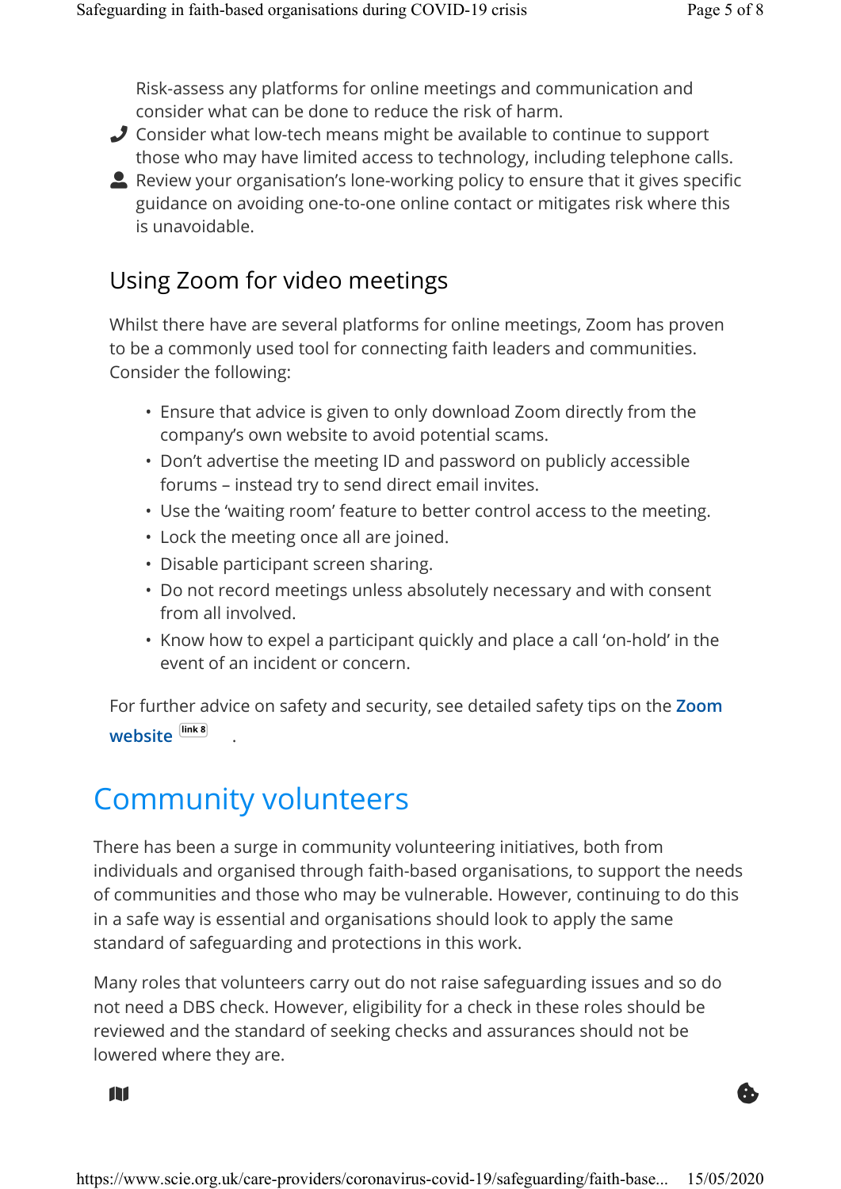Risk-assess any platforms for online meetings and communication and consider what can be done to reduce the risk of harm.

- Consider what low-tech means might be available to continue to support those who may have limited access to technology, including telephone calls.
- Review your organisation's lone-working policy to ensure that it gives specific guidance on avoiding one-to-one online contact or mitigates risk where this is unavoidable.

### Using Zoom for video meetings

Whilst there have are several platforms for online meetings, Zoom has proven to be a commonly used tool for connecting faith leaders and communities. Consider the following:

- Ensure that advice is given to only download Zoom directly from the company's own website to avoid potential scams.
- Don't advertise the meeting ID and password on publicly accessible forums – instead try to send direct email invites.
- Use the 'waiting room' feature to better control access to the meeting.
- Lock the meeting once all are joined.
- Disable participant screen sharing.
- Do not record meetings unless absolutely necessary and with consent from all involved.
- Know how to expel a participant quickly and place a call 'on-hold' in the event of an incident or concern.

For further advice on safety and security, see detailed safety tips on the **Zoom website** [link 8] .

## Community volunteers

There has been a surge in community volunteering initiatives, both from individuals and organised through faith-based organisations, to support the needs of communities and those who may be vulnerable. However, continuing to do this in a safe way is essential and organisations should look to apply the same standard of safeguarding and protections in this work.

Many roles that volunteers carry out do not raise safeguarding issues and so do not need a DBS check. However, eligibility for a check in these roles should be reviewed and the standard of seeking checks and assurances should not be lowered where they are.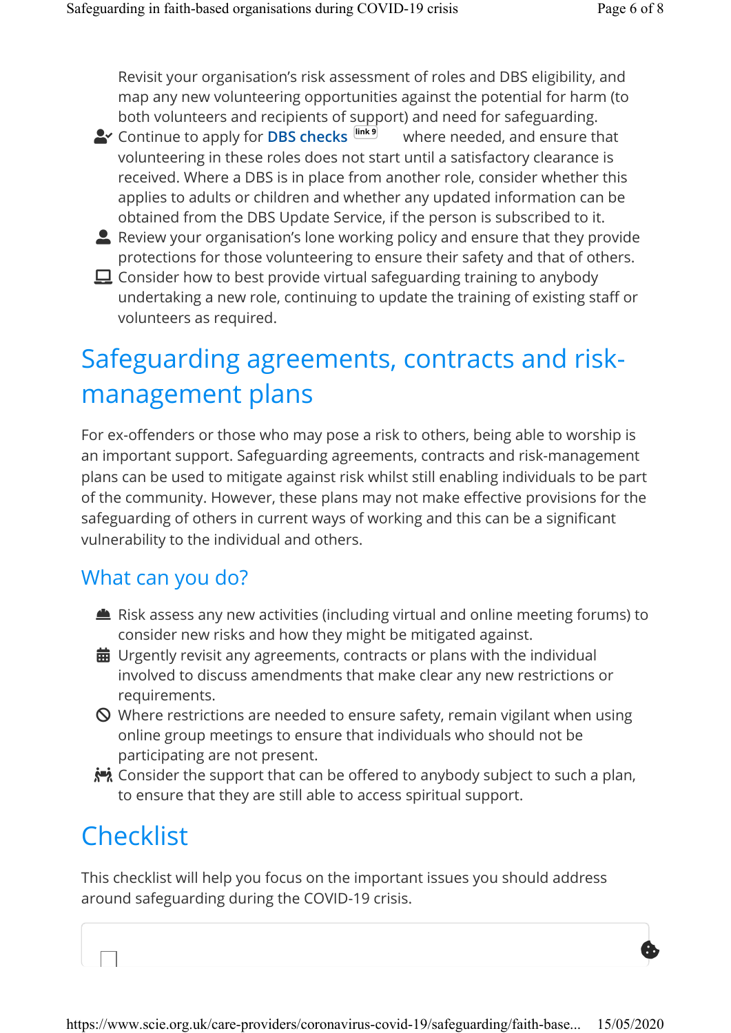Revisit your organisation's risk assessment of roles and DBS eligibility, and map any new volunteering opportunities against the potential for harm (to both volunteers and recipients of support) and need for safeguarding.

- Continue to apply for **DBS checks** [link 9] where needed, and ensure that volunteering in these roles does not start until a satisfactory clearance is received. Where a DBS is in place from another role, consider whether this applies to adults or children and whether any updated information can be obtained from the DBS Update Service, if the person is subscribed to it.
- Review your organisation's lone working policy and ensure that they provide protections for those volunteering to ensure their safety and that of others.
- Consider how to best provide virtual safeguarding training to anybody undertaking a new role, continuing to update the training of existing staff or volunteers as required.

# Safeguarding agreements, contracts and risk-management plans

For ex-offenders or those who may pose a risk to others, being able to worship is an important support. Safeguarding agreements, contracts and risk-management plans can be used to mitigate against risk whilst still enabling individuals to be part of the community. However, these plans may not make effective provisions for the safeguarding of others in current ways of working and this can be a significant vulnerability to the individual and others.

## What can you do?

- Risk assess any new activities (including virtual and online meeting forums) to consider new risks and how they might be mitigated against.
- Urgently revisit any agreements, contracts or plans with the individual involved to discuss amendments that make clear any new restrictions or requirements.
- Where restrictions are needed to ensure safety, remain vigilant when using online group meetings to ensure that individuals who should not be participating are not present.
- Consider the support that can be offered to anybody subject to such a plan, to ensure that they are still able to access spiritual support.

# Checklist

This checklist will help you focus on the important issues you should address around safeguarding during the COVID-19 crisis.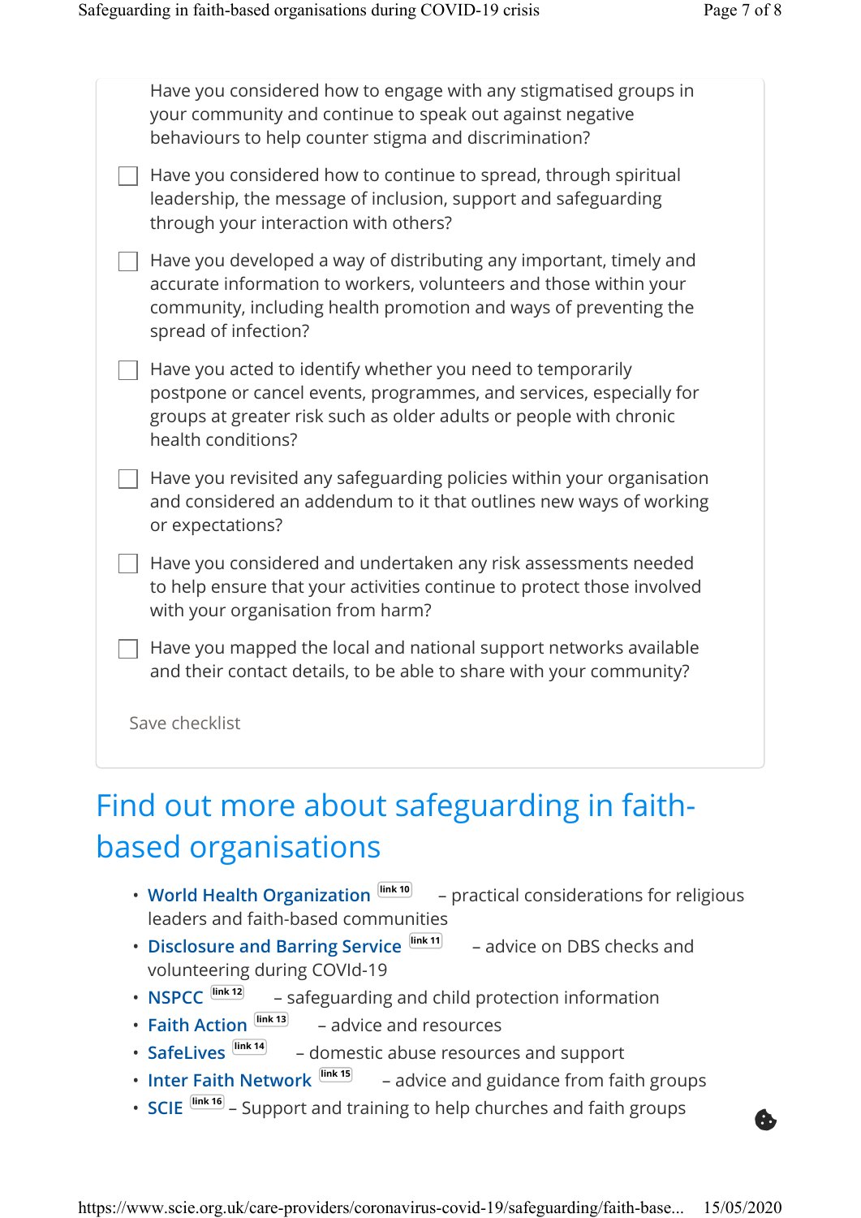Have you considered how to engage with any stigmatised groups in your community and continue to speak out against negative behaviours to help counter stigma and discrimination?

- [ ] Have you considered how to continue to spread, through spiritual leadership, the message of inclusion, support and safeguarding through your interaction with others?
- [ ] Have you developed a way of distributing any important, timely and accurate information to workers, volunteers and those within your community, including health promotion and ways of preventing the spread of infection?
- [ ] Have you acted to identify whether you need to temporarily postpone or cancel events, programmes, and services, especially for groups at greater risk such as older adults or people with chronic health conditions?
- [ ] Have you revisited any safeguarding policies within your organisation and considered an addendum to it that outlines new ways of working or expectations?
- [ ] Have you considered and undertaken any risk assessments needed to help ensure that your activities continue to protect those involved with your organisation from harm?
- [ ] Have you mapped the local and national support networks available and their contact details, to be able to share with your community?

Save checklist

## Find out more about safeguarding in faith-based organisations

- **World Health Organization** [link 10] – practical considerations for religious leaders and faith-based communities
- **Disclosure and Barring Service** [link 11] – advice on DBS checks and volunteering during COVId-19
- **NSPCC** [link 12] – safeguarding and child protection information
- **Faith Action** [link 13] – advice and resources
- **SafeLives** [link 14] – domestic abuse resources and support
- **Inter Faith Network** [link 15] – advice and guidance from faith groups
- **SCIE** [link 16] – Support and training to help churches and faith groups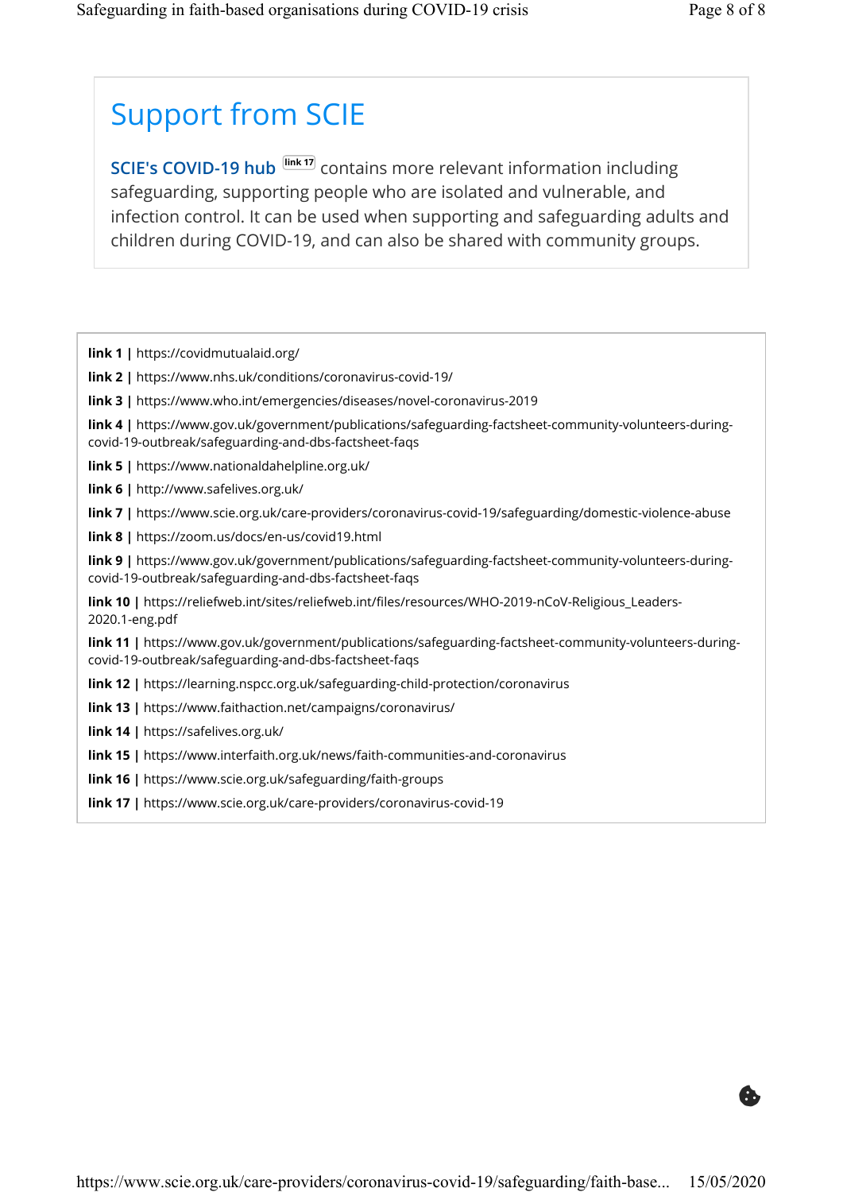## Support from SCIE

**SCIE's COVID-19 hub** [link 17] contains more relevant information including safeguarding, supporting people who are isolated and vulnerable, and infection control. It can be used when supporting and safeguarding adults and children during COVID-19, and can also be shared with community groups.

**link 1 |** https://covidmutualaid.org/

**link 2 |** https://www.nhs.uk/conditions/coronavirus-covid-19/

**link 3 |** https://www.who.int/emergencies/diseases/novel-coronavirus-2019

**link 4 |** https://www.gov.uk/government/publications/safeguarding-factsheet-community-volunteers-during-covid-19-outbreak/safeguarding-and-dbs-factsheet-faqs

**link 5 |** https://www.nationaldahelpline.org.uk/

**link 6 |** http://www.safelives.org.uk/

**link 7 |** https://www.scie.org.uk/care-providers/coronavirus-covid-19/safeguarding/domestic-violence-abuse

**link 8 |** https://zoom.us/docs/en-us/covid19.html

**link 9 |** https://www.gov.uk/government/publications/safeguarding-factsheet-community-volunteers-during-covid-19-outbreak/safeguarding-and-dbs-factsheet-faqs

**link 10 |** https://reliefweb.int/sites/reliefweb.int/files/resources/WHO-2019-nCoV-Religious_Leaders-2020.1-eng.pdf

**link 11 |** https://www.gov.uk/government/publications/safeguarding-factsheet-community-volunteers-during-covid-19-outbreak/safeguarding-and-dbs-factsheet-faqs

**link 12 |** https://learning.nspcc.org.uk/safeguarding-child-protection/coronavirus

**link 13 |** https://www.faithaction.net/campaigns/coronavirus/

**link 14 |** https://safelives.org.uk/

**link 15 |** https://www.interfaith.org.uk/news/faith-communities-and-coronavirus

**link 16 |** https://www.scie.org.uk/safeguarding/faith-groups

**link 17 |** https://www.scie.org.uk/care-providers/coronavirus-covid-19